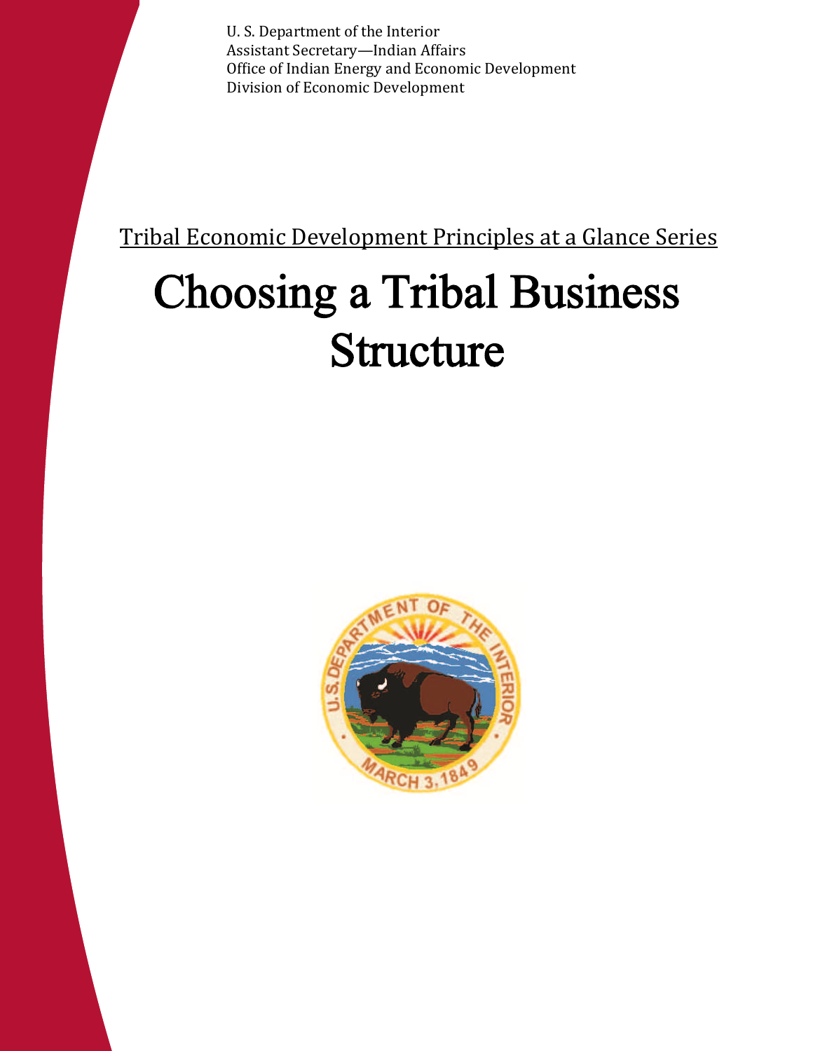U. S. Department of the Interior
Assistant Secretary—Indian Affairs
Office of Indian Energy and Economic Development
Division of Economic Development

Tribal Economic Development Principles at a Glance Series

# Choosing a Tribal Business Structure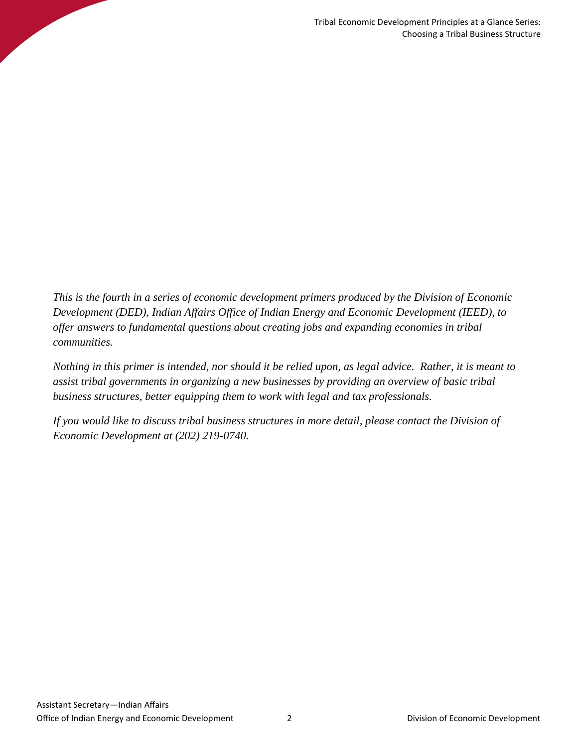*This is the fourth in a series of economic development primers produced by the Division of Economic Development (DED), Indian Affairs Office of Indian Energy and Economic Development (IEED), to offer answers to fundamental questions about creating jobs and expanding economies in tribal communities.*

*Nothing in this primer is intended, nor should it be relied upon, as legal advice. Rather, it is meant to assist tribal governments in organizing a new businesses by providing an overview of basic tribal business structures, better equipping them to work with legal and tax professionals.*

*If you would like to discuss tribal business structures in more detail, please contact the Division of Economic Development at (202) 219-0740.*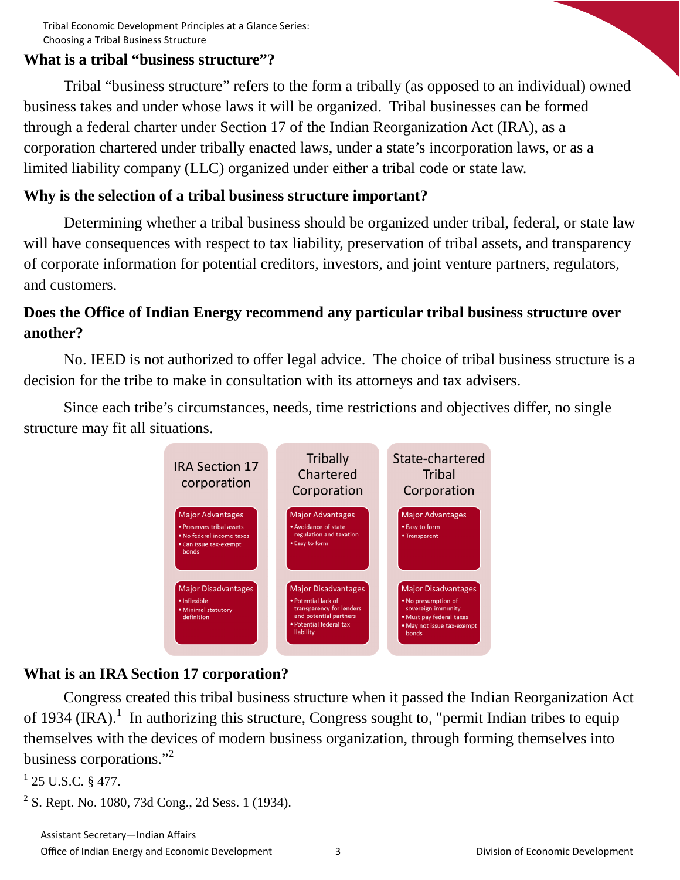## What is a tribal "business structure"?

Tribal "business structure" refers to the form a tribally (as opposed to an individual) owned business takes and under whose laws it will be organized. Tribal businesses can be formed through a federal charter under Section 17 of the Indian Reorganization Act (IRA), as a corporation chartered under tribally enacted laws, under a state's incorporation laws, or as a limited liability company (LLC) organized under either a tribal code or state law.

## Why is the selection of a tribal business structure important?

Determining whether a tribal business should be organized under tribal, federal, or state law will have consequences with respect to tax liability, preservation of tribal assets, and transparency of corporate information for potential creditors, investors, and joint venture partners, regulators, and customers.

## Does the Office of Indian Energy recommend any particular tribal business structure over another?

No. IEED is not authorized to offer legal advice. The choice of tribal business structure is a decision for the tribe to make in consultation with its attorneys and tax advisers.

Since each tribe's circumstances, needs, time restrictions and objectives differ, no single structure may fit all situations.

| | IRA Section 17 corporation | Tribally Chartered Corporation | State-chartered Tribal Corporation |
|---|---|---|---|
| Major Advantages | • Preserves tribal assets<br>• No federal income taxes<br>• Can issue tax-exempt bonds | • Avoidance of state regulation and taxation<br>• Easy to form | • Easy to form<br>• Transparent |
| Major Disadvantages | • Inflexible<br>• Minimal statutory definition | • Potential lack of transparency for lenders and potential partners<br>• Potential federal tax liability | • No presumption of sovereign immunity<br>• Must pay federal taxes<br>• May not issue tax-exempt bonds |

## What is an IRA Section 17 corporation?

Congress created this tribal business structure when it passed the Indian Reorganization Act of 1934 (IRA).[1] In authorizing this structure, Congress sought to, "permit Indian tribes to equip themselves with the devices of modern business organization, through forming themselves into business corporations."[2]

[1] 25 U.S.C. § 477.

[2] S. Rept. No. 1080, 73d Cong., 2d Sess. 1 (1934).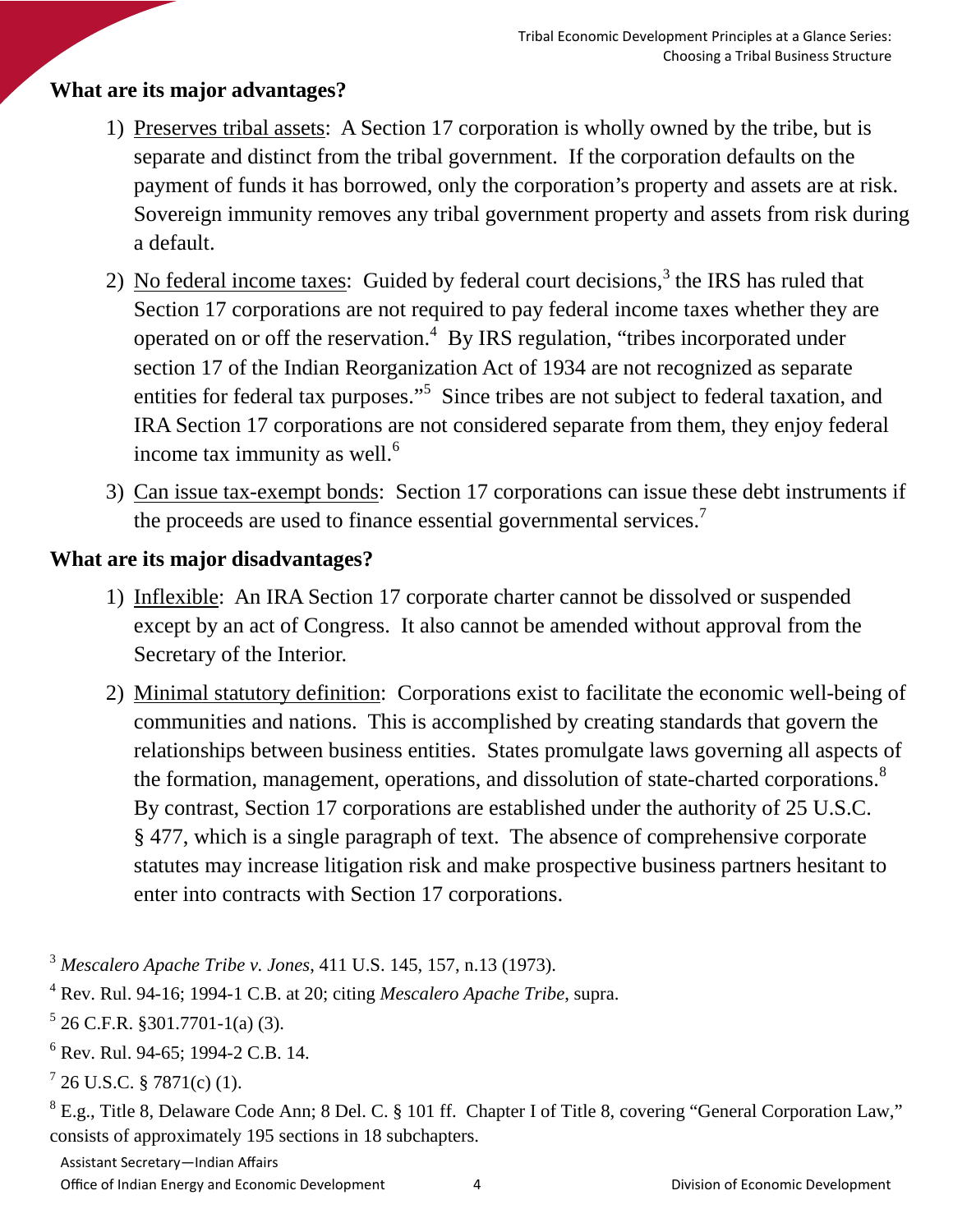**What are its major advantages?**

1) Preserves tribal assets: A Section 17 corporation is wholly owned by the tribe, but is separate and distinct from the tribal government. If the corporation defaults on the payment of funds it has borrowed, only the corporation's property and assets are at risk. Sovereign immunity removes any tribal government property and assets from risk during a default.

2) No federal income taxes: Guided by federal court decisions,[3] the IRS has ruled that Section 17 corporations are not required to pay federal income taxes whether they are operated on or off the reservation.[4] By IRS regulation, "tribes incorporated under section 17 of the Indian Reorganization Act of 1934 are not recognized as separate entities for federal tax purposes."[5] Since tribes are not subject to federal taxation, and IRA Section 17 corporations are not considered separate from them, they enjoy federal income tax immunity as well.[6]

3) Can issue tax-exempt bonds: Section 17 corporations can issue these debt instruments if the proceeds are used to finance essential governmental services.[7]

**What are its major disadvantages?**

1) Inflexible: An IRA Section 17 corporate charter cannot be dissolved or suspended except by an act of Congress. It also cannot be amended without approval from the Secretary of the Interior.

2) Minimal statutory definition: Corporations exist to facilitate the economic well-being of communities and nations. This is accomplished by creating standards that govern the relationships between business entities. States promulgate laws governing all aspects of the formation, management, operations, and dissolution of state-charted corporations.[8] By contrast, Section 17 corporations are established under the authority of 25 U.S.C. § 477, which is a single paragraph of text. The absence of comprehensive corporate statutes may increase litigation risk and make prospective business partners hesitant to enter into contracts with Section 17 corporations.

---

[3] *Mescalero Apache Tribe v. Jones*, 411 U.S. 145, 157, n.13 (1973).

[4] Rev. Rul. 94-16; 1994-1 C.B. at 20; citing *Mescalero Apache Tribe*, supra.

[5] 26 C.F.R. §301.7701-1(a) (3).

[6] Rev. Rul. 94-65; 1994-2 C.B. 14.

[7] 26 U.S.C. § 7871(c) (1).

[8] E.g., Title 8, Delaware Code Ann; 8 Del. C. § 101 ff. Chapter I of Title 8, covering "General Corporation Law," consists of approximately 195 sections in 18 subchapters.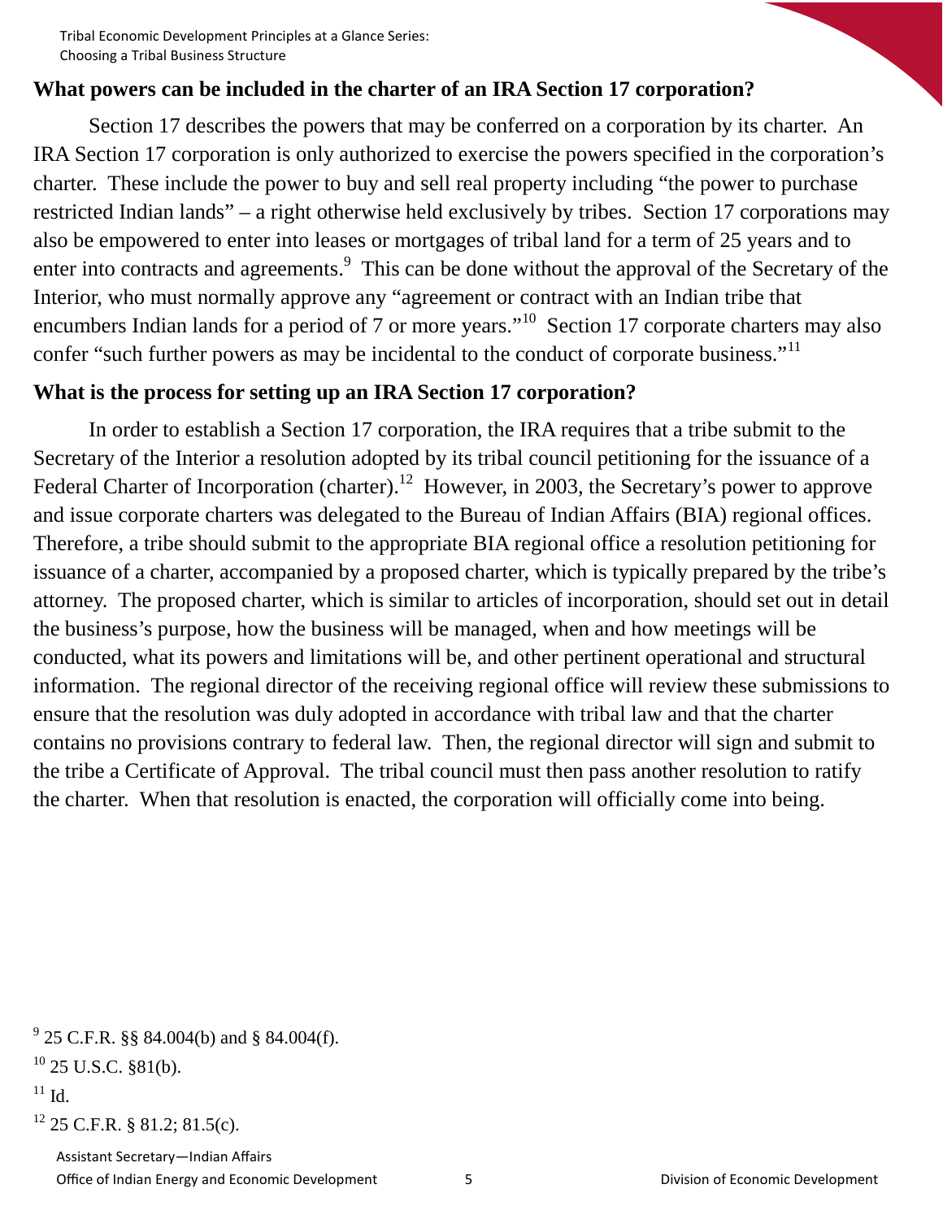## What powers can be included in the charter of an IRA Section 17 corporation?

Section 17 describes the powers that may be conferred on a corporation by its charter. An IRA Section 17 corporation is only authorized to exercise the powers specified in the corporation's charter. These include the power to buy and sell real property including "the power to purchase restricted Indian lands" – a right otherwise held exclusively by tribes. Section 17 corporations may also be empowered to enter into leases or mortgages of tribal land for a term of 25 years and to enter into contracts and agreements.[9] This can be done without the approval of the Secretary of the Interior, who must normally approve any "agreement or contract with an Indian tribe that encumbers Indian lands for a period of 7 or more years."[10] Section 17 corporate charters may also confer "such further powers as may be incidental to the conduct of corporate business."[11]

## What is the process for setting up an IRA Section 17 corporation?

In order to establish a Section 17 corporation, the IRA requires that a tribe submit to the Secretary of the Interior a resolution adopted by its tribal council petitioning for the issuance of a Federal Charter of Incorporation (charter).[12] However, in 2003, the Secretary's power to approve and issue corporate charters was delegated to the Bureau of Indian Affairs (BIA) regional offices. Therefore, a tribe should submit to the appropriate BIA regional office a resolution petitioning for issuance of a charter, accompanied by a proposed charter, which is typically prepared by the tribe's attorney. The proposed charter, which is similar to articles of incorporation, should set out in detail the business's purpose, how the business will be managed, when and how meetings will be conducted, what its powers and limitations will be, and other pertinent operational and structural information. The regional director of the receiving regional office will review these submissions to ensure that the resolution was duly adopted in accordance with tribal law and that the charter contains no provisions contrary to federal law. Then, the regional director will sign and submit to the tribe a Certificate of Approval. The tribal council must then pass another resolution to ratify the charter. When that resolution is enacted, the corporation will officially come into being.

---

[9] 25 C.F.R. §§ 84.004(b) and § 84.004(f).

[10] 25 U.S.C. §81(b).

[11] Id.

[12] 25 C.F.R. § 81.2; 81.5(c).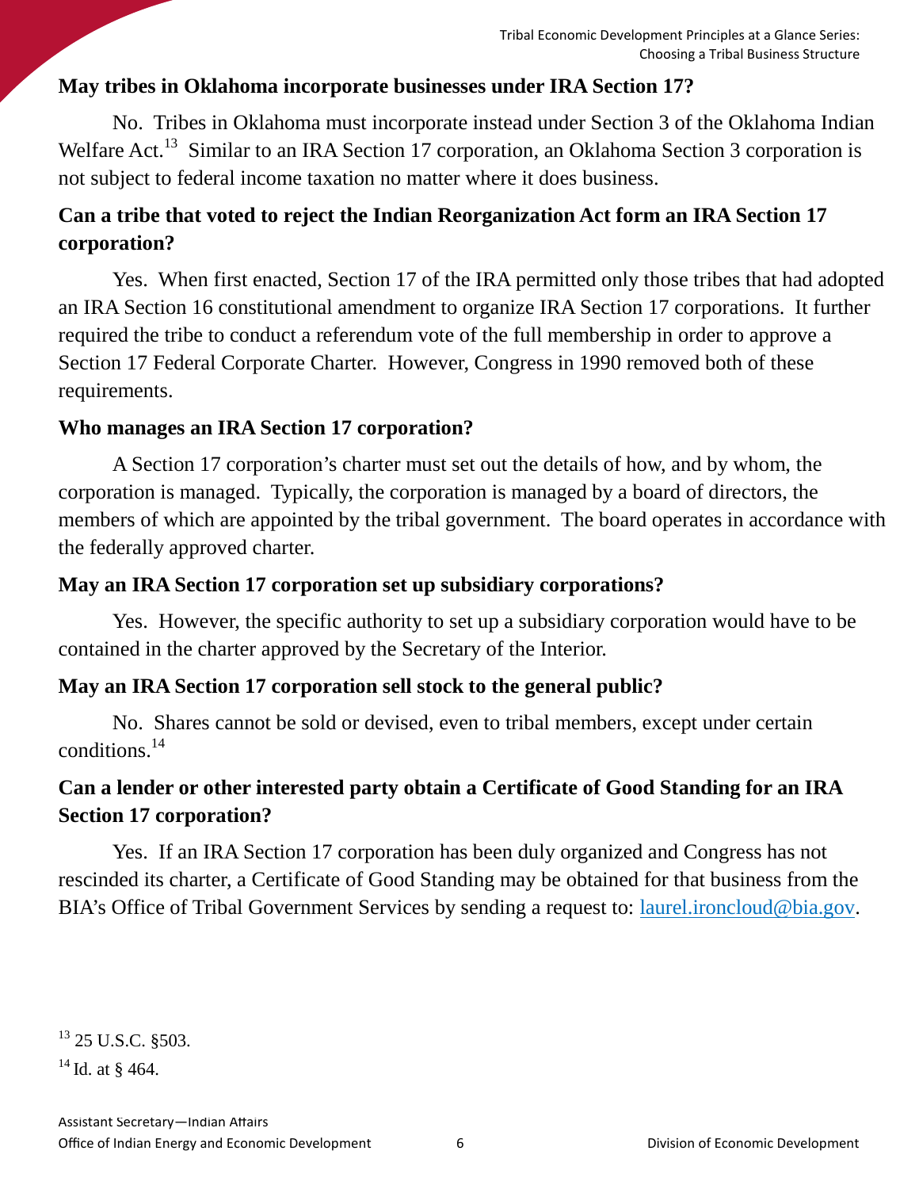### May tribes in Oklahoma incorporate businesses under IRA Section 17?

No. Tribes in Oklahoma must incorporate instead under Section 3 of the Oklahoma Indian Welfare Act.[13] Similar to an IRA Section 17 corporation, an Oklahoma Section 3 corporation is not subject to federal income taxation no matter where it does business.

### Can a tribe that voted to reject the Indian Reorganization Act form an IRA Section 17 corporation?

Yes. When first enacted, Section 17 of the IRA permitted only those tribes that had adopted an IRA Section 16 constitutional amendment to organize IRA Section 17 corporations. It further required the tribe to conduct a referendum vote of the full membership in order to approve a Section 17 Federal Corporate Charter. However, Congress in 1990 removed both of these requirements.

### Who manages an IRA Section 17 corporation?

A Section 17 corporation's charter must set out the details of how, and by whom, the corporation is managed. Typically, the corporation is managed by a board of directors, the members of which are appointed by the tribal government. The board operates in accordance with the federally approved charter.

### May an IRA Section 17 corporation set up subsidiary corporations?

Yes. However, the specific authority to set up a subsidiary corporation would have to be contained in the charter approved by the Secretary of the Interior.

### May an IRA Section 17 corporation sell stock to the general public?

No. Shares cannot be sold or devised, even to tribal members, except under certain conditions.[14]

### Can a lender or other interested party obtain a Certificate of Good Standing for an IRA Section 17 corporation?

Yes. If an IRA Section 17 corporation has been duly organized and Congress has not rescinded its charter, a Certificate of Good Standing may be obtained for that business from the BIA's Office of Tribal Government Services by sending a request to: laurel.ironcloud@bia.gov.

---

[13] 25 U.S.C. §503.

[14] Id. at § 464.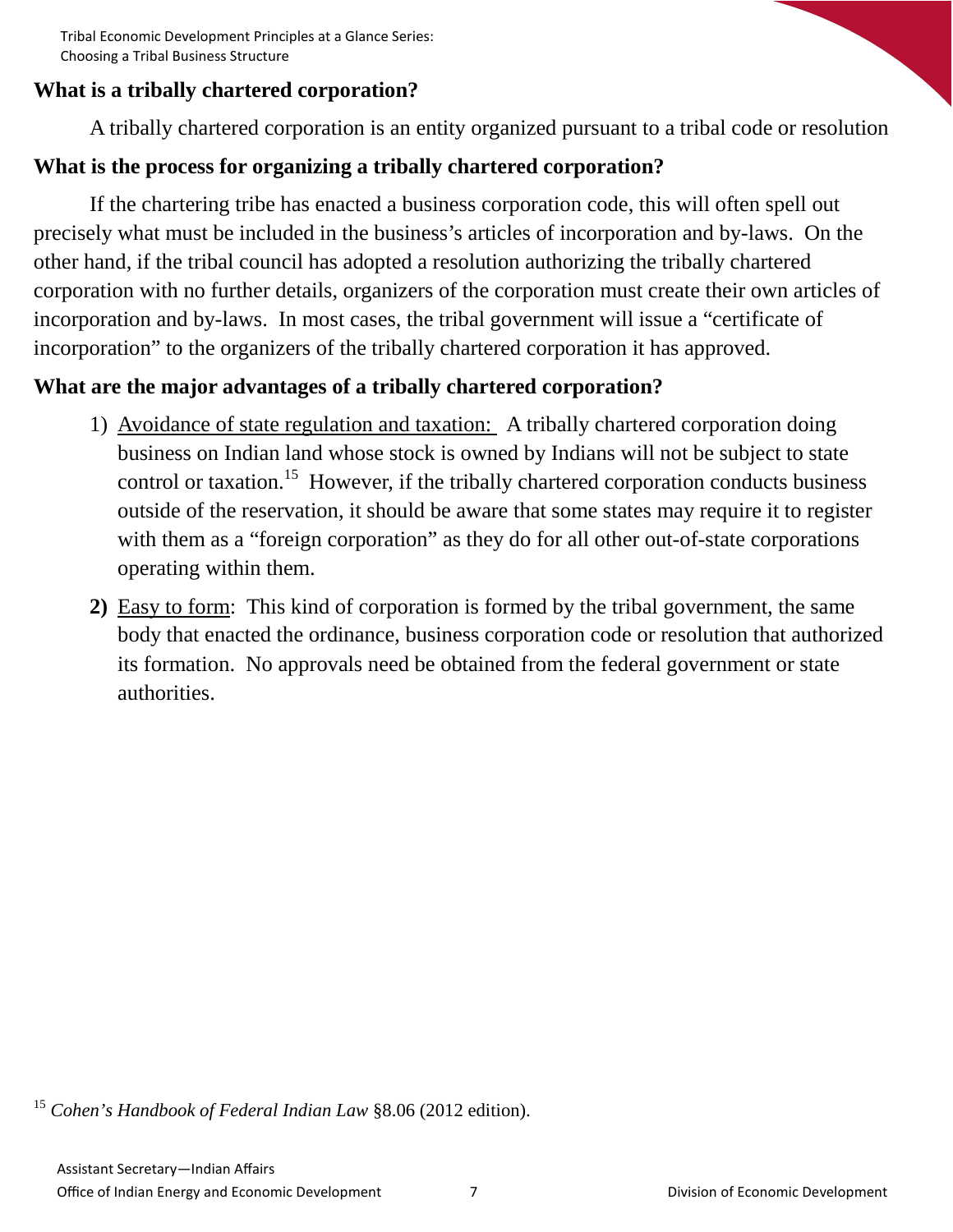### What is a tribally chartered corporation?

A tribally chartered corporation is an entity organized pursuant to a tribal code or resolution

### What is the process for organizing a tribally chartered corporation?

If the chartering tribe has enacted a business corporation code, this will often spell out precisely what must be included in the business's articles of incorporation and by-laws. On the other hand, if the tribal council has adopted a resolution authorizing the tribally chartered corporation with no further details, organizers of the corporation must create their own articles of incorporation and by-laws. In most cases, the tribal government will issue a "certificate of incorporation" to the organizers of the tribally chartered corporation it has approved.

### What are the major advantages of a tribally chartered corporation?

1) Avoidance of state regulation and taxation: A tribally chartered corporation doing business on Indian land whose stock is owned by Indians will not be subject to state control or taxation.[15] However, if the tribally chartered corporation conducts business outside of the reservation, it should be aware that some states may require it to register with them as a "foreign corporation" as they do for all other out-of-state corporations operating within them.

2) Easy to form: This kind of corporation is formed by the tribal government, the same body that enacted the ordinance, business corporation code or resolution that authorized its formation. No approvals need be obtained from the federal government or state authorities.

[15] *Cohen's Handbook of Federal Indian Law* §8.06 (2012 edition).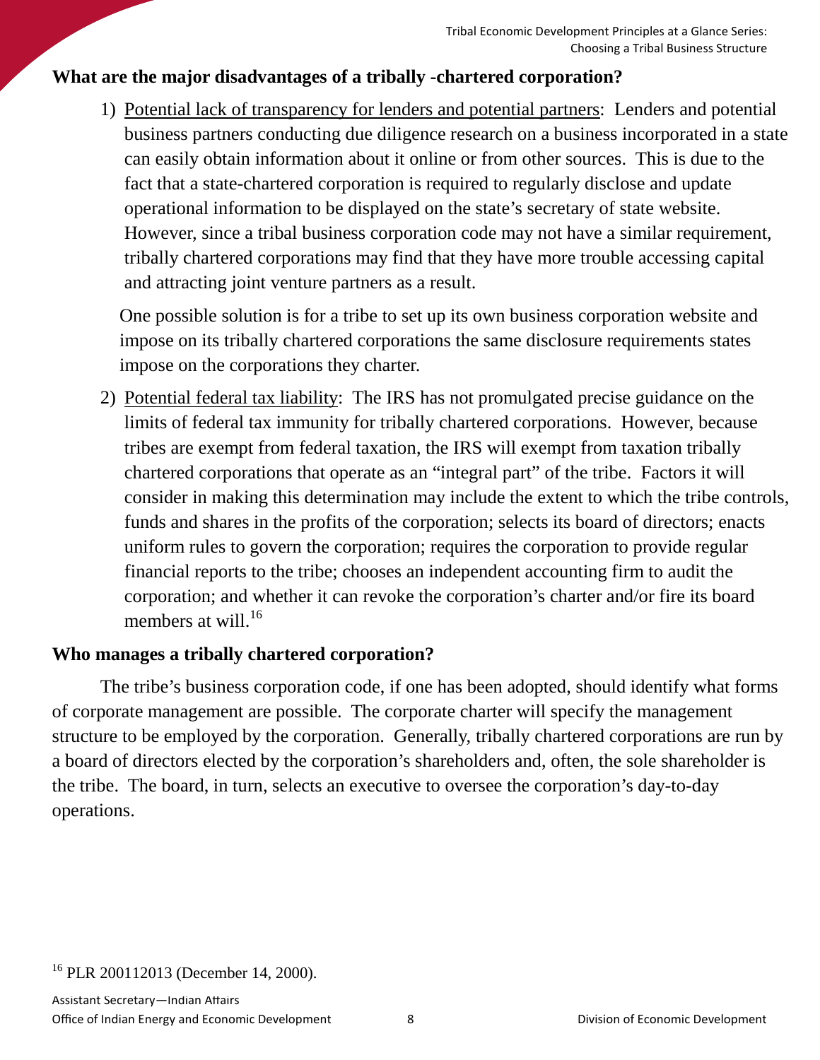## What are the major disadvantages of a tribally -chartered corporation?

1) Potential lack of transparency for lenders and potential partners: Lenders and potential business partners conducting due diligence research on a business incorporated in a state can easily obtain information about it online or from other sources. This is due to the fact that a state-chartered corporation is required to regularly disclose and update operational information to be displayed on the state's secretary of state website. However, since a tribal business corporation code may not have a similar requirement, tribally chartered corporations may find that they have more trouble accessing capital and attracting joint venture partners as a result.

   One possible solution is for a tribe to set up its own business corporation website and impose on its tribally chartered corporations the same disclosure requirements states impose on the corporations they charter.

2) Potential federal tax liability: The IRS has not promulgated precise guidance on the limits of federal tax immunity for tribally chartered corporations. However, because tribes are exempt from federal taxation, the IRS will exempt from taxation tribally chartered corporations that operate as an "integral part" of the tribe. Factors it will consider in making this determination may include the extent to which the tribe controls, funds and shares in the profits of the corporation; selects its board of directors; enacts uniform rules to govern the corporation; requires the corporation to provide regular financial reports to the tribe; chooses an independent accounting firm to audit the corporation; and whether it can revoke the corporation's charter and/or fire its board members at will.[16]

## Who manages a tribally chartered corporation?

The tribe's business corporation code, if one has been adopted, should identify what forms of corporate management are possible. The corporate charter will specify the management structure to be employed by the corporation. Generally, tribally chartered corporations are run by a board of directors elected by the corporation's shareholders and, often, the sole shareholder is the tribe. The board, in turn, selects an executive to oversee the corporation's day-to-day operations.

[16] PLR 200112013 (December 14, 2000).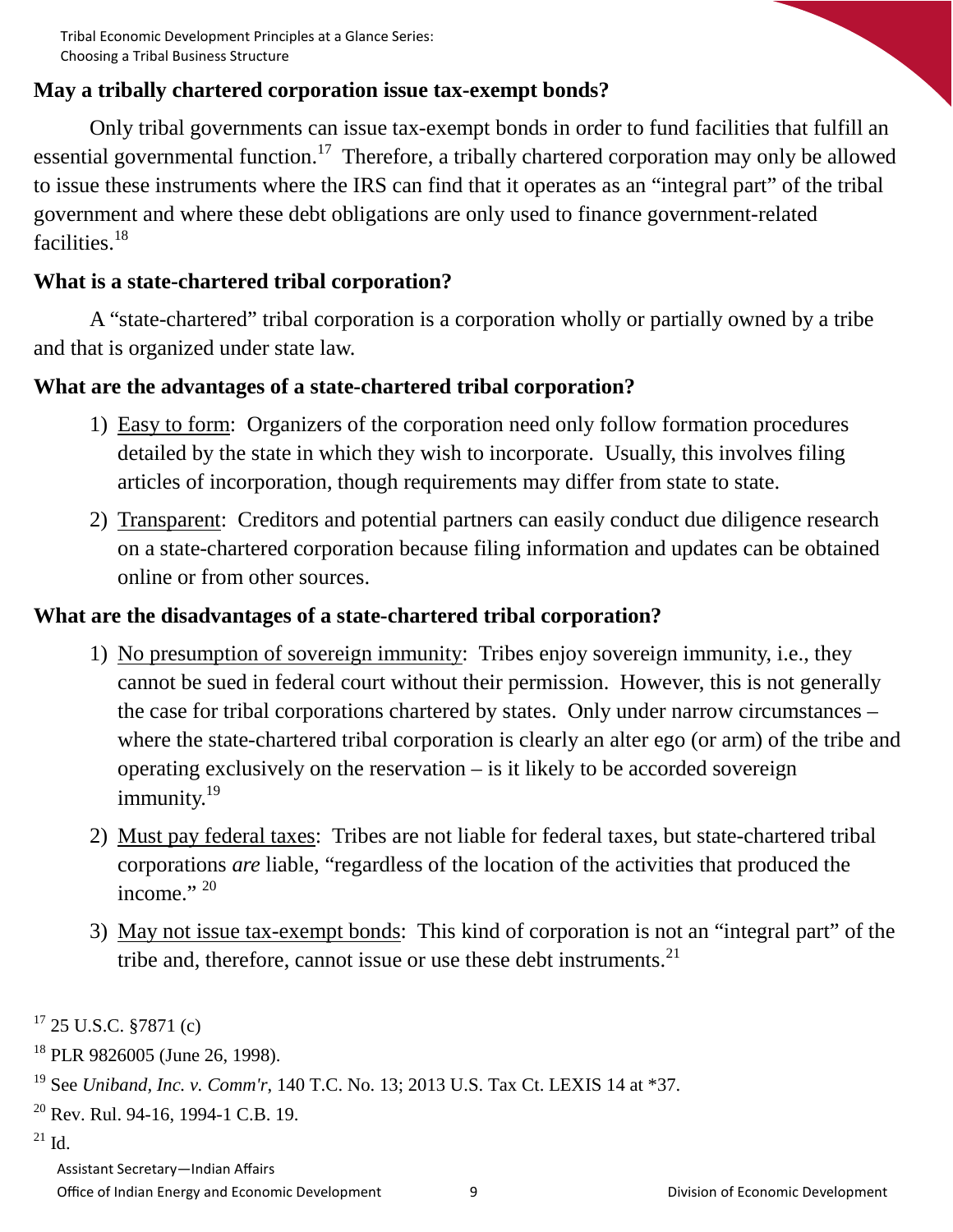### May a tribally chartered corporation issue tax-exempt bonds?

Only tribal governments can issue tax-exempt bonds in order to fund facilities that fulfill an essential governmental function.[17] Therefore, a tribally chartered corporation may only be allowed to issue these instruments where the IRS can find that it operates as an "integral part" of the tribal government and where these debt obligations are only used to finance government-related facilities.[18]

### What is a state-chartered tribal corporation?

A "state-chartered" tribal corporation is a corporation wholly or partially owned by a tribe and that is organized under state law.

### What are the advantages of a state-chartered tribal corporation?

1) Easy to form: Organizers of the corporation need only follow formation procedures detailed by the state in which they wish to incorporate. Usually, this involves filing articles of incorporation, though requirements may differ from state to state.
2) Transparent: Creditors and potential partners can easily conduct due diligence research on a state-chartered corporation because filing information and updates can be obtained online or from other sources.

### What are the disadvantages of a state-chartered tribal corporation?

1) No presumption of sovereign immunity: Tribes enjoy sovereign immunity, i.e., they cannot be sued in federal court without their permission. However, this is not generally the case for tribal corporations chartered by states. Only under narrow circumstances – where the state-chartered tribal corporation is clearly an alter ego (or arm) of the tribe and operating exclusively on the reservation – is it likely to be accorded sovereign immunity.[19]
2) Must pay federal taxes: Tribes are not liable for federal taxes, but state-chartered tribal corporations *are* liable, "regardless of the location of the activities that produced the income." [20]
3) May not issue tax-exempt bonds: This kind of corporation is not an "integral part" of the tribe and, therefore, cannot issue or use these debt instruments.[21]

---

[17] 25 U.S.C. §7871 (c)

[18] PLR 9826005 (June 26, 1998).

[19] See *Uniband, Inc. v. Comm'r*, 140 T.C. No. 13; 2013 U.S. Tax Ct. LEXIS 14 at *37.

[20] Rev. Rul. 94-16, 1994-1 C.B. 19.

[21] Id.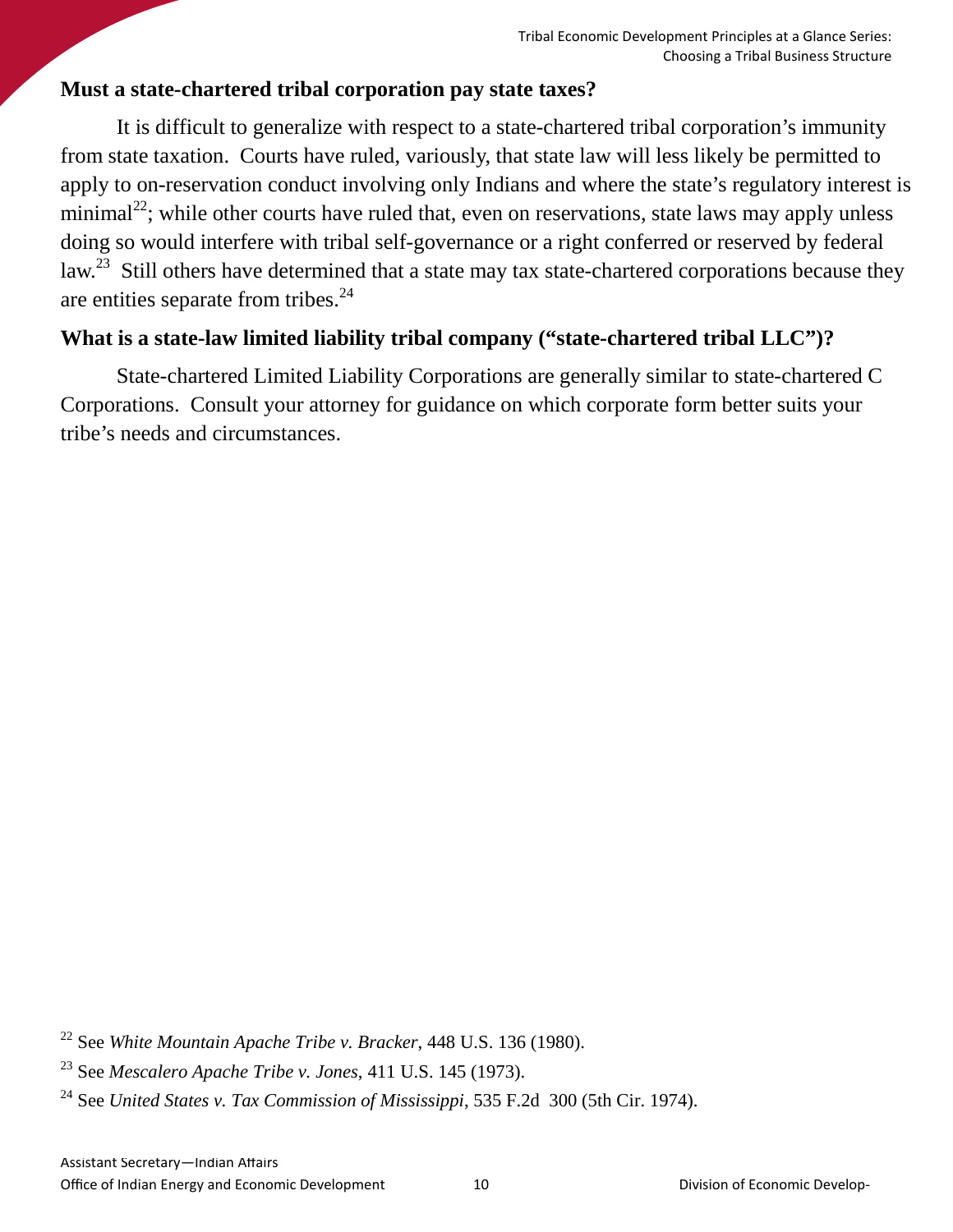## Must a state-chartered tribal corporation pay state taxes?

It is difficult to generalize with respect to a state-chartered tribal corporation's immunity from state taxation. Courts have ruled, variously, that state law will less likely be permitted to apply to on-reservation conduct involving only Indians and where the state's regulatory interest is minimal[22]; while other courts have ruled that, even on reservations, state laws may apply unless doing so would interfere with tribal self-governance or a right conferred or reserved by federal law.[23] Still others have determined that a state may tax state-chartered corporations because they are entities separate from tribes.[24]

## What is a state-law limited liability tribal company ("state-chartered tribal LLC")?

State-chartered Limited Liability Corporations are generally similar to state-chartered C Corporations. Consult your attorney for guidance on which corporate form better suits your tribe's needs and circumstances.

[22] See *White Mountain Apache Tribe v. Bracker*, 448 U.S. 136 (1980).

[23] See *Mescalero Apache Tribe v. Jones*, 411 U.S. 145 (1973).

[24] See *United States v. Tax Commission of Mississippi*, 535 F.2d 300 (5th Cir. 1974).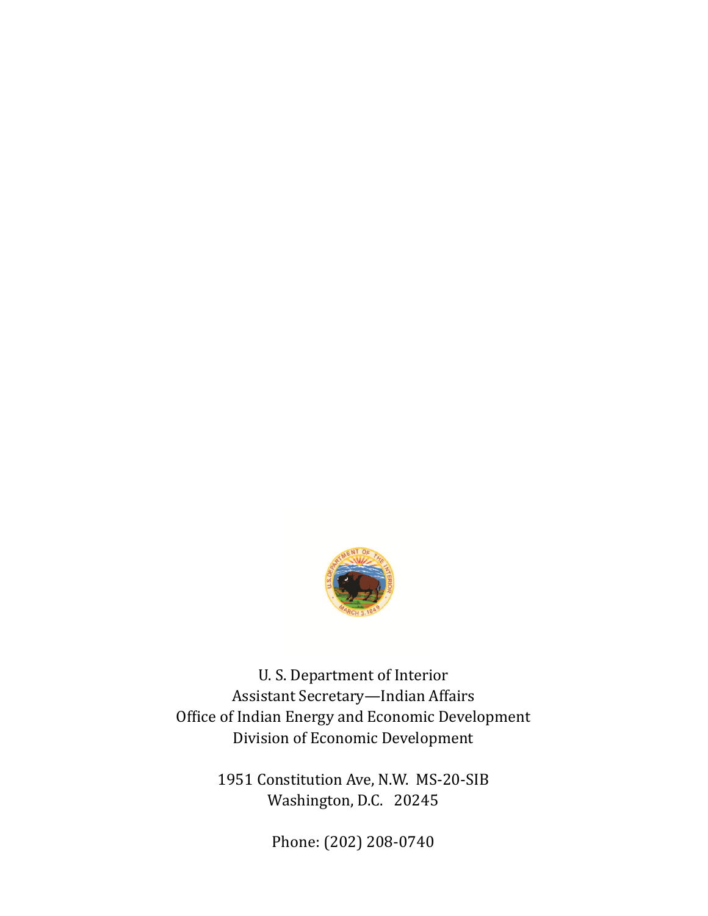U. S. Department of Interior
Assistant Secretary—Indian Affairs
Office of Indian Energy and Economic Development
Division of Economic Development

1951 Constitution Ave, N.W. MS-20-SIB
Washington, D.C. 20245

Phone: (202) 208-0740